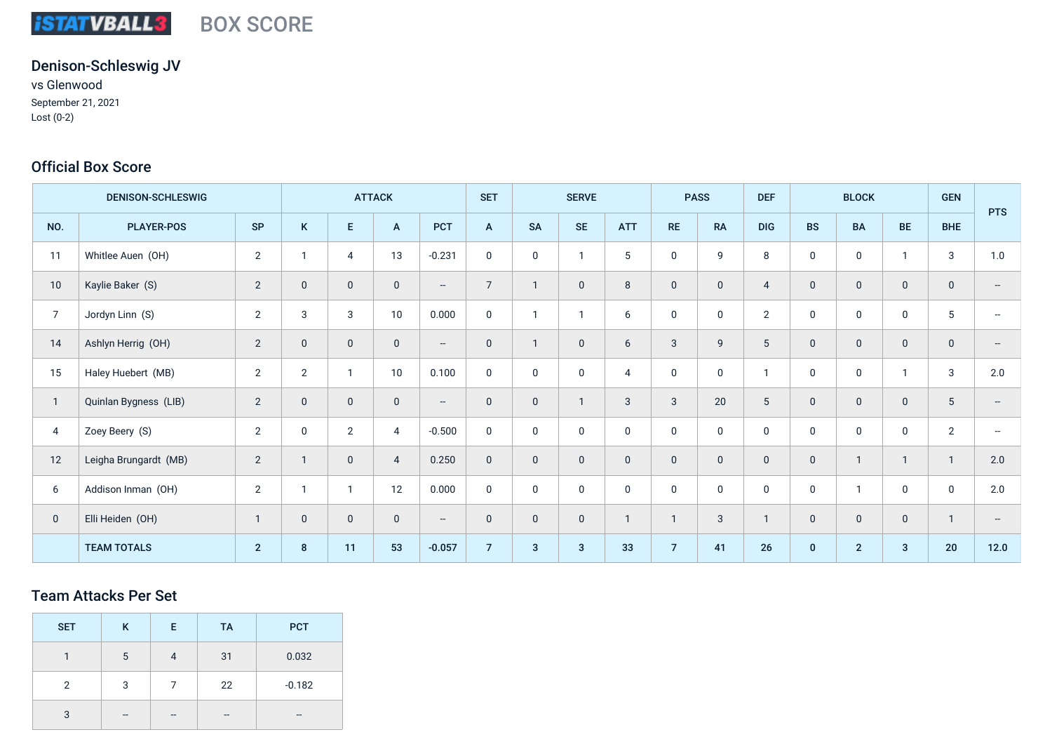iSTATVBALL3 BOX SCORE

## Denison-Schleswig JV

vs Glenwood

September 21, 2021

Lost (0-2)

## Official Box Score

| DENISON-SCHLESWIG | | | ATTACK | | | | SET | SERVE | | | PASS | | DEF | BLOCK | | | GEN | PTS |
|---|---|---|---|---|---|---|---|---|---|---|---|---|---|---|---|---|---|---|
| NO. | PLAYER-POS | SP | K | E | A | PCT | A | SA | SE | ATT | RE | RA | DIG | BS | BA | BE | BHE | |
| 11 | Whitlee Auen (OH) | 2 | 1 | 4 | 13 | -0.231 | 0 | 0 | 1 | 5 | 0 | 9 | 8 | 0 | 0 | 1 | 3 | 1.0 |
| 10 | Kaylie Baker (S) | 2 | 0 | 0 | 0 | -- | 7 | 1 | 0 | 8 | 0 | 0 | 4 | 0 | 0 | 0 | 0 | -- |
| 7 | Jordyn Linn (S) | 2 | 3 | 3 | 10 | 0.000 | 0 | 1 | 1 | 6 | 0 | 0 | 2 | 0 | 0 | 0 | 5 | -- |
| 14 | Ashlyn Herrig (OH) | 2 | 0 | 0 | 0 | -- | 0 | 1 | 0 | 6 | 3 | 9 | 5 | 0 | 0 | 0 | 0 | -- |
| 15 | Haley Huebert (MB) | 2 | 2 | 1 | 10 | 0.100 | 0 | 0 | 0 | 4 | 0 | 0 | 1 | 0 | 0 | 1 | 3 | 2.0 |
| 1 | Quinlan Bygness (LIB) | 2 | 0 | 0 | 0 | -- | 0 | 0 | 1 | 3 | 3 | 20 | 5 | 0 | 0 | 0 | 5 | -- |
| 4 | Zoey Beery (S) | 2 | 0 | 2 | 4 | -0.500 | 0 | 0 | 0 | 0 | 0 | 0 | 0 | 0 | 0 | 0 | 2 | -- |
| 12 | Leigha Brungardt (MB) | 2 | 1 | 0 | 4 | 0.250 | 0 | 0 | 0 | 0 | 0 | 0 | 0 | 0 | 1 | 1 | 1 | 2.0 |
| 6 | Addison Inman (OH) | 2 | 1 | 1 | 12 | 0.000 | 0 | 0 | 0 | 0 | 0 | 0 | 0 | 0 | 1 | 0 | 0 | 2.0 |
| 0 | Elli Heiden (OH) | 1 | 0 | 0 | 0 | -- | 0 | 0 | 0 | 1 | 1 | 3 | 1 | 0 | 0 | 0 | 1 | -- |
| | TEAM TOTALS | 2 | 8 | 11 | 53 | -0.057 | 7 | 3 | 3 | 33 | 7 | 41 | 26 | 0 | 2 | 3 | 20 | 12.0 |

## Team Attacks Per Set

| SET | K | E | TA | PCT |
|---|---|---|---|---|
| 1 | 5 | 4 | 31 | 0.032 |
| 2 | 3 | 7 | 22 | -0.182 |
| 3 | -- | -- | -- | -- |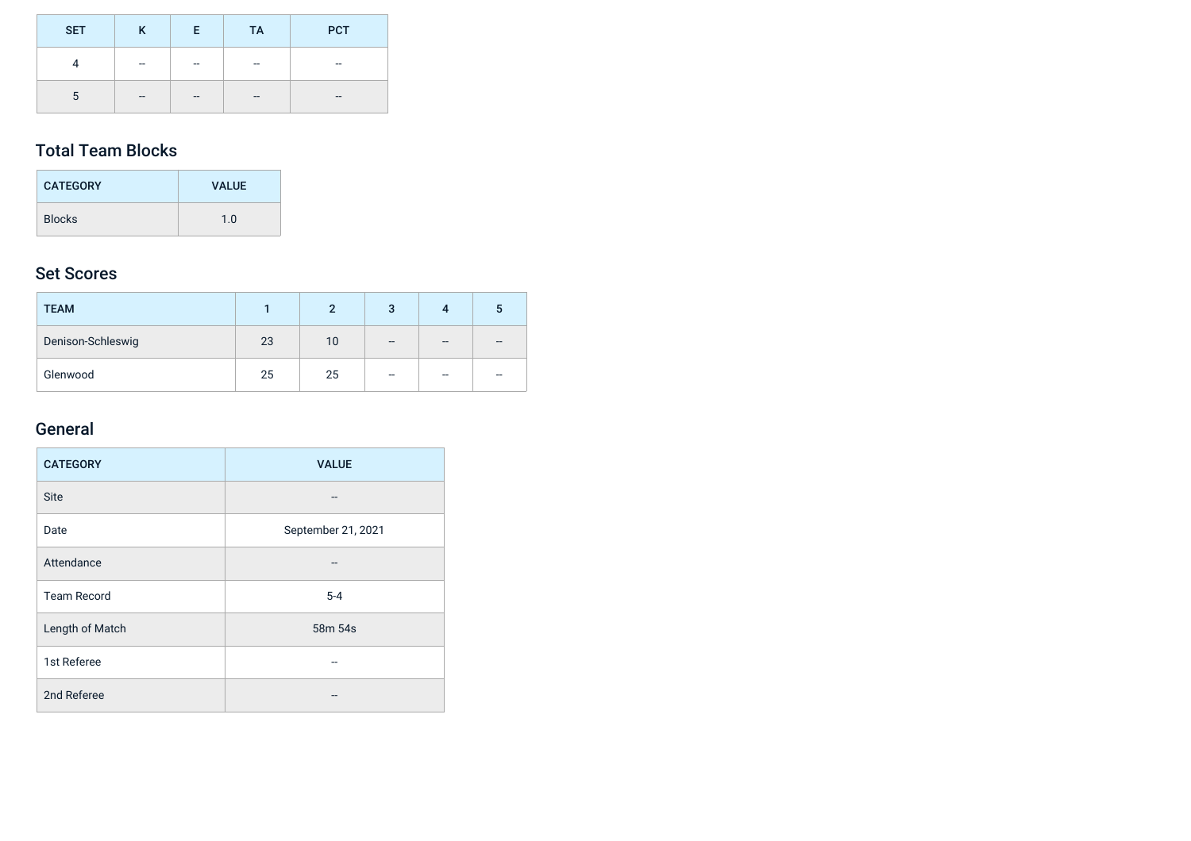| SET | K | E | TA | PCT |
| --- | --- | --- | --- | --- |
| 4 | -- | -- | -- | -- |
| 5 | -- | -- | -- | -- |

## Total Team Blocks

| CATEGORY | VALUE |
| --- | --- |
| Blocks | 1.0 |

## Set Scores

| TEAM | 1 | 2 | 3 | 4 | 5 |
| --- | --- | --- | --- | --- | --- |
| Denison-Schleswig | 23 | 10 | -- | -- | -- |
| Glenwood | 25 | 25 | -- | -- | -- |

## General

| CATEGORY | VALUE |
| --- | --- |
| Site | -- |
| Date | September 21, 2021 |
| Attendance | -- |
| Team Record | 5-4 |
| Length of Match | 58m 54s |
| 1st Referee | -- |
| 2nd Referee | -- |